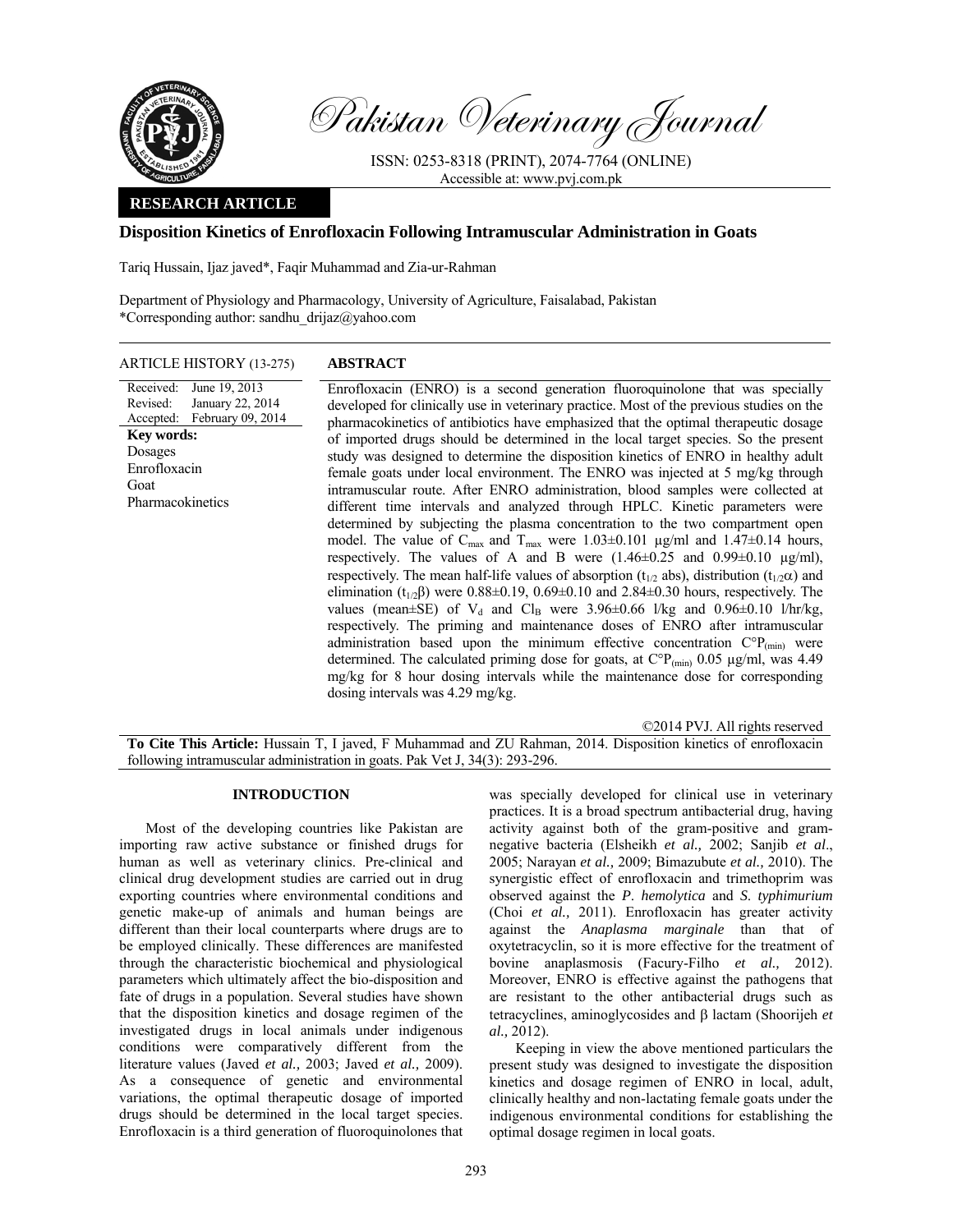Pakistan Veterinary Journal

ISSN: 0253-8318 (PRINT), 2074-7764 (ONLINE)
Accessible at: www.pvj.com.pk

**RESEARCH ARTICLE**

# Disposition Kinetics of Enrofloxacin Following Intramuscular Administration in Goats

Tariq Hussain, Ijaz javed*, Faqir Muhammad and Zia-ur-Rahman

Department of Physiology and Pharmacology, University of Agriculture, Faisalabad, Pakistan
*Corresponding author: sandhu_drijaz@yahoo.com

ARTICLE HISTORY (13-275)

Received: June 19, 2013
Revised: January 22, 2014
Accepted: February 09, 2014

**Key words:**
Dosages
Enrofloxacin
Goat
Pharmacokinetics

## ABSTRACT

Enrofloxacin (ENRO) is a second generation fluoroquinolone that was specially developed for clinically use in veterinary practice. Most of the previous studies on the pharmacokinetics of antibiotics have emphasized that the optimal therapeutic dosage of imported drugs should be determined in the local target species. So the present study was designed to determine the disposition kinetics of ENRO in healthy adult female goats under local environment. The ENRO was injected at 5 mg/kg through intramuscular route. After ENRO administration, blood samples were collected at different time intervals and analyzed through HPLC. Kinetic parameters were determined by subjecting the plasma concentration to the two compartment open model. The value of $C_{max}$ and $T_{max}$ were 1.03±0.101 µg/ml and 1.47±0.14 hours, respectively. The values of A and B were (1.46±0.25 and 0.99±0.10 µg/ml), respectively. The mean half-life values of absorption ($t_{1/2}$ abs), distribution ($t_{1/2}\alpha$) and elimination ($t_{1/2}\beta$) were 0.88±0.19, 0.69±0.10 and 2.84±0.30 hours, respectively. The values (mean±SE) of $V_d$ and $Cl_B$ were 3.96±0.66 l/kg and 0.96±0.10 l/hr/kg, respectively. The priming and maintenance doses of ENRO after intramuscular administration based upon the minimum effective concentration $C°P_{(min)}$ were determined. The calculated priming dose for goats, at $C°P_{(min)}$ 0.05 µg/ml, was 4.49 mg/kg for 8 hour dosing intervals while the maintenance dose for corresponding dosing intervals was 4.29 mg/kg.

©2014 PVJ. All rights reserved

**To Cite This Article:** Hussain T, I javed, F Muhammad and ZU Rahman, 2014. Disposition kinetics of enrofloxacin following intramuscular administration in goats. Pak Vet J, 34(3): 293-296.

## INTRODUCTION

Most of the developing countries like Pakistan are importing raw active substance or finished drugs for human as well as veterinary clinics. Pre-clinical and clinical drug development studies are carried out in drug exporting countries where environmental conditions and genetic make-up of animals and human beings are different than their local counterparts where drugs are to be employed clinically. These differences are manifested through the characteristic biochemical and physiological parameters which ultimately affect the bio-disposition and fate of drugs in a population. Several studies have shown that the disposition kinetics and dosage regimen of the investigated drugs in local animals under indigenous conditions were comparatively different from the literature values (Javed *et al.,* 2003; Javed *et al.,* 2009). As a consequence of genetic and environmental variations, the optimal therapeutic dosage of imported drugs should be determined in the local target species. Enrofloxacin is a third generation of fluoroquinolones that was specially developed for clinical use in veterinary practices. It is a broad spectrum antibacterial drug, having activity against both of the gram-positive and gram-negative bacteria (Elsheikh *et al.,* 2002; Sanjib *et al*., 2005; Narayan *et al.,* 2009; Bimazubute *et al.,* 2010). The synergistic effect of enrofloxacin and trimethoprim was observed against the *P. hemolytica* and *S. typhimurium* (Choi *et al.,* 2011). Enrofloxacin has greater activity against the *Anaplasma marginale* than that of oxytetracyclin, so it is more effective for the treatment of bovine anaplasmosis (Facury-Filho *et al.,* 2012). Moreover, ENRO is effective against the pathogens that are resistant to the other antibacterial drugs such as tetracyclines, aminoglycosides and β lactam (Shoorijeh *et al.,* 2012).

Keeping in view the above mentioned particulars the present study was designed to investigate the disposition kinetics and dosage regimen of ENRO in local, adult, clinically healthy and non-lactating female goats under the indigenous environmental conditions for establishing the optimal dosage regimen in local goats.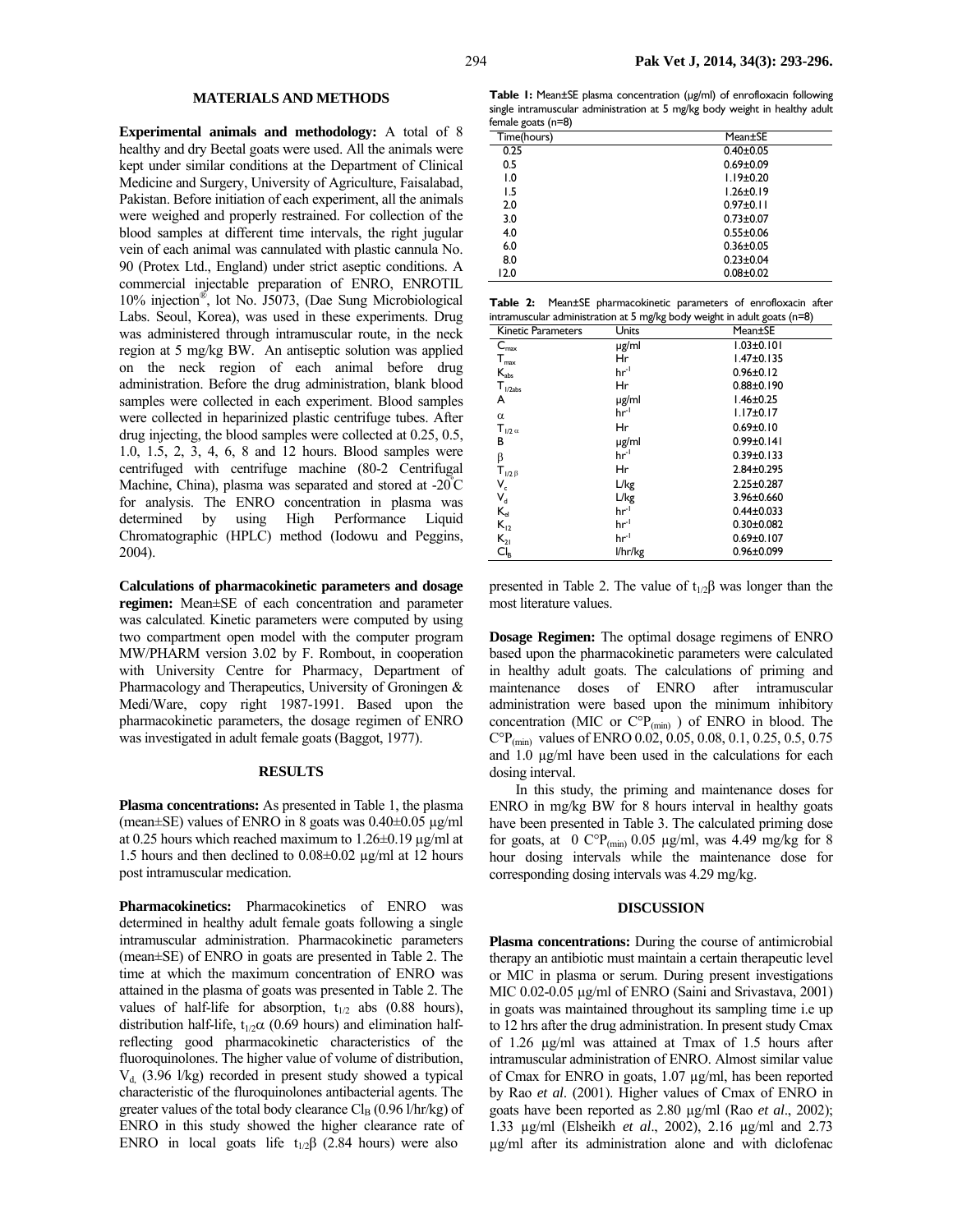## MATERIALS AND METHODS

**Experimental animals and methodology:** A total of 8 healthy and dry Beetal goats were used. All the animals were kept under similar conditions at the Department of Clinical Medicine and Surgery, University of Agriculture, Faisalabad, Pakistan. Before initiation of each experiment, all the animals were weighed and properly restrained. For collection of the blood samples at different time intervals, the right jugular vein of each animal was cannulated with plastic cannula No. 90 (Protex Ltd., England) under strict aseptic conditions. A commercial injectable preparation of ENRO, ENROTIL 10% injection®, lot No. J5073, (Dae Sung Microbiological Labs. Seoul, Korea), was used in these experiments. Drug was administered through intramuscular route, in the neck region at 5 mg/kg BW. An antiseptic solution was applied on the neck region of each animal before drug administration. Before the drug administration, blank blood samples were collected in each experiment. Blood samples were collected in heparinized plastic centrifuge tubes. After drug injecting, the blood samples were collected at 0.25, 0.5, 1.0, 1.5, 2, 3, 4, 6, 8 and 12 hours. Blood samples were centrifuged with centrifuge machine (80-2 Centrifugal Machine, China), plasma was separated and stored at -20°C for analysis. The ENRO concentration in plasma was determined by using High Performance Liquid Chromatographic (HPLC) method (Iodowu and Peggins, 2004).

**Calculations of pharmacokinetic parameters and dosage regimen:** Mean±SE of each concentration and parameter was calculated. Kinetic parameters were computed by using two compartment open model with the computer program MW/PHARM version 3.02 by F. Rombout, in cooperation with University Centre for Pharmacy, Department of Pharmacology and Therapeutics, University of Groningen & Medi/Ware, copy right 1987-1991. Based upon the pharmacokinetic parameters, the dosage regimen of ENRO was investigated in adult female goats (Baggot, 1977).

## RESULTS

**Plasma concentrations:** As presented in Table 1, the plasma (mean±SE) values of ENRO in 8 goats was 0.40±0.05 µg/ml at 0.25 hours which reached maximum to 1.26±0.19 µg/ml at 1.5 hours and then declined to 0.08±0.02 µg/ml at 12 hours post intramuscular medication.

**Pharmacokinetics:** Pharmacokinetics of ENRO was determined in healthy adult female goats following a single intramuscular administration. Pharmacokinetic parameters (mean±SE) of ENRO in goats are presented in Table 2. The time at which the maximum concentration of ENRO was attained in the plasma of goats was presented in Table 2. The values of half-life for absorption, $t_{1/2}$ abs (0.88 hours), distribution half-life, $t_{1/2}\alpha$ (0.69 hours) and elimination half-life $t_{1/2}\beta$ (2.84 hours) were also presented in Table 2. The value of $t_{1/2}\beta$ was longer than the most literature values. reflecting good pharmacokinetic characteristics of the fluoroquinolones. The higher value of volume of distribution, $V_d$, (3.96 l/kg) recorded in present study showed a typical characteristic of the fluroquinolones antibacterial agents. The greater values of the total body clearance $Cl_B$ (0.96 l/hr/kg) of ENRO in this study showed the higher clearance rate of ENRO in local goats

**Table 1:** Mean±SE plasma concentration (µg/ml) of enrofloxacin following single intramuscular administration at 5 mg/kg body weight in healthy adult female goats (n=8)

| Time(hours) | Mean±SE |
|---|---|
| 0.25 | 0.40±0.05 |
| 0.5 | 0.69±0.09 |
| 1.0 | 1.19±0.20 |
| 1.5 | 1.26±0.19 |
| 2.0 | 0.97±0.11 |
| 3.0 | 0.73±0.07 |
| 4.0 | 0.55±0.06 |
| 6.0 | 0.36±0.05 |
| 8.0 | 0.23±0.04 |
| 12.0 | 0.08±0.02 |

**Table 2:** Mean±SE pharmacokinetic parameters of enrofloxacin after intramuscular administration at 5 mg/kg body weight in adult goats (n=8)

| Kinetic Parameters | Units | Mean±SE |
|---|---|---|
| $C_{max}$ | µg/ml | 1.03±0.101 |
| $T_{max}$ | Hr | 1.47±0.135 |
| $K_{abs}$ | $hr^{-1}$ | 0.96±0.12 |
| $T_{1/2abs}$ | Hr | 0.88±0.190 |
| A | µg/ml | 1.46±0.25 |
| $\alpha$ | $hr^{-1}$ | 1.17±0.17 |
| $T_{1/2\alpha}$ | Hr | 0.69±0.10 |
| B | µg/ml | 0.99±0.141 |
| $\beta$ | $hr^{-1}$ | 0.39±0.133 |
| $T_{1/2\beta}$ | Hr | 2.84±0.295 |
| $V_c$ | L/kg | 2.25±0.287 |
| $V_d$ | L/kg | 3.96±0.660 |
| $K_{el}$ | $hr^{-1}$ | 0.44±0.033 |
| $K_{12}$ | $hr^{-1}$ | 0.30±0.082 |
| $K_{21}$ | $hr^{-1}$ | 0.69±0.107 |
| $Cl_B$ | l/hr/kg | 0.96±0.099 |

**Dosage Regimen:** The optimal dosage regimens of ENRO based upon the pharmacokinetic parameters were calculated in healthy adult goats. The calculations of priming and maintenance doses of ENRO after intramuscular administration were based upon the minimum inhibitory concentration (MIC or $C°P_{(min)}$ ) of ENRO in blood. The $C°P_{(min)}$ values of ENRO 0.02, 0.05, 0.08, 0.1, 0.25, 0.5, 0.75 and 1.0 µg/ml have been used in the calculations for each dosing interval.

In this study, the priming and maintenance doses for ENRO in mg/kg BW for 8 hours interval in healthy goats have been presented in Table 3. The calculated priming dose for goats, at 0 $C°P_{(min)}$ 0.05 µg/ml, was 4.49 mg/kg for 8 hour dosing intervals while the maintenance dose for corresponding dosing intervals was 4.29 mg/kg.

## DISCUSSION

**Plasma concentrations:** During the course of antimicrobial therapy an antibiotic must maintain a certain therapeutic level or MIC in plasma or serum. During present investigations MIC 0.02-0.05 µg/ml of ENRO (Saini and Srivastava, 2001) in goats was maintained throughout its sampling time i.e up to 12 hrs after the drug administration. In present study Cmax of 1.26 µg/ml was attained at Tmax of 1.5 hours after intramuscular administration of ENRO. Almost similar value of Cmax for ENRO in goats, 1.07 µg/ml, has been reported by Rao *et al*. (2001). Higher values of Cmax of ENRO in goats have been reported as 2.80 µg/ml (Rao *et al*., 2002); 1.33 µg/ml (Elsheikh *et al*., 2002), 2.16 µg/ml and 2.73 µg/ml after its administration alone and with diclofenac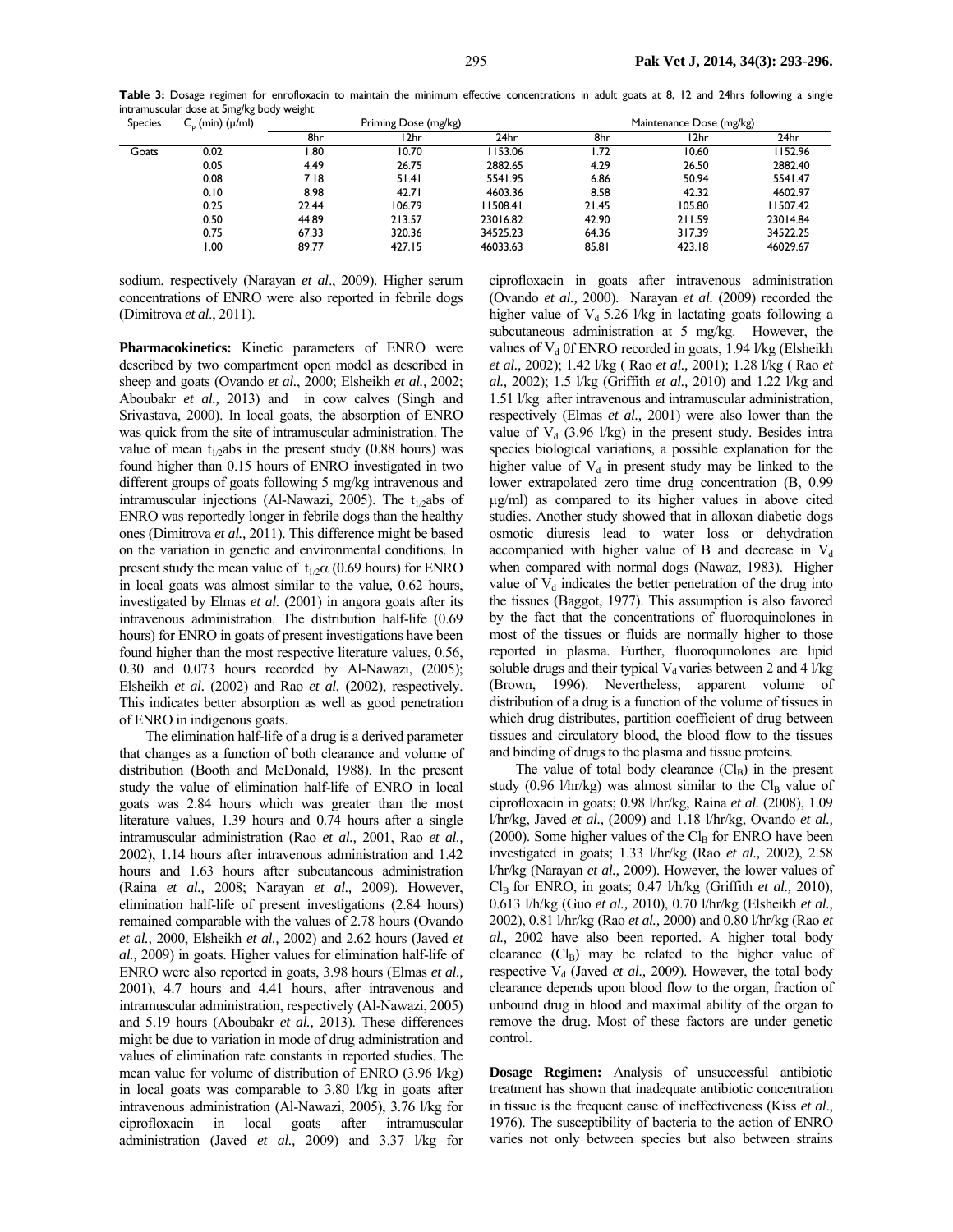**Table 3:** Dosage regimen for enrofloxacin to maintain the minimum effective concentrations in adult goats at 8, 12 and 24hrs following a single intramuscular dose at 5mg/kg body weight

| Species | $C_p$ (min) (µ/ml) | Priming Dose (mg/kg) | | | Maintenance Dose (mg/kg) | | |
|---|---|---|---|---|---|---|---|
| | | 8hr | 12hr | 24hr | 8hr | 12hr | 24hr |
| Goats | 0.02 | 1.80 | 10.70 | 1153.06 | 1.72 | 10.60 | 1152.96 |
| | 0.05 | 4.49 | 26.75 | 2882.65 | 4.29 | 26.50 | 2882.40 |
| | 0.08 | 7.18 | 51.41 | 5541.95 | 6.86 | 50.94 | 5541.47 |
| | 0.10 | 8.98 | 42.71 | 4603.36 | 8.58 | 42.32 | 4602.97 |
| | 0.25 | 22.44 | 106.79 | 11508.41 | 21.45 | 105.80 | 11507.42 |
| | 0.50 | 44.89 | 213.57 | 23016.82 | 42.90 | 211.59 | 23014.84 |
| | 0.75 | 67.33 | 320.36 | 34525.23 | 64.36 | 317.39 | 34522.25 |
| | 1.00 | 89.77 | 427.15 | 46033.63 | 85.81 | 423.18 | 46029.67 |

sodium, respectively (Narayan *et al*., 2009). Higher serum concentrations of ENRO were also reported in febrile dogs (Dimitrova *et al*., 2011).

**Pharmacokinetics:** Kinetic parameters of ENRO were described by two compartment open model as described in sheep and goats (Ovando *et al*., 2000; Elsheikh *et al.,* 2002; Aboubakr *et al.,* 2013) and in cow calves (Singh and Srivastava, 2000). In local goats, the absorption of ENRO was quick from the site of intramuscular administration. The value of mean $t_{1/2}$abs in the present study (0.88 hours) was found higher than 0.15 hours of ENRO investigated in two different groups of goats following 5 mg/kg intravenous and intramuscular injections (Al-Nawazi, 2005). The $t_{1/2}$abs of ENRO was reportedly longer in febrile dogs than the healthy ones (Dimitrova *et al.,* 2011). This difference might be based on the variation in genetic and environmental conditions. In present study the mean value of $t_{1/2}\alpha$ (0.69 hours) for ENRO in local goats was almost similar to the value, 0.62 hours, investigated by Elmas *et al.* (2001) in angora goats after its intravenous administration. The distribution half-life (0.69 hours) for ENRO in goats of present investigations have been found higher than the most respective literature values, 0.56, 0.30 and 0.073 hours recorded by Al-Nawazi, (2005); Elsheikh *et al.* (2002) and Rao *et al.* (2002), respectively. This indicates better absorption as well as good penetration of ENRO in indigenous goats.

The elimination half-life of a drug is a derived parameter that changes as a function of both clearance and volume of distribution (Booth and McDonald, 1988). In the present study the value of elimination half-life of ENRO in local goats was 2.84 hours which was greater than the most literature values, 1.39 hours and 0.74 hours after a single intramuscular administration (Rao *et al.,* 2001, Rao *et al.,* 2002), 1.14 hours after intravenous administration and 1.42 hours and 1.63 hours after subcutaneous administration (Raina *et al.,* 2008; Narayan *et al.,* 2009). However, elimination half-life of present investigations (2.84 hours) remained comparable with the values of 2.78 hours (Ovando *et al.,* 2000, Elsheikh *et al.,* 2002) and 2.62 hours (Javed *et al.,* 2009) in goats. Higher values for elimination half-life of ENRO were also reported in goats, 3.98 hours (Elmas *et al.,* 2001), 4.7 hours and 4.41 hours, after intravenous and intramuscular administration, respectively (Al-Nawazi, 2005) and 5.19 hours (Aboubakr *et al.,* 2013). These differences might be due to variation in mode of drug administration and values of elimination rate constants in reported studies. The mean value for volume of distribution of ENRO (3.96 l/kg) in local goats was comparable to 3.80 l/kg in goats after intravenous administration (Al-Nawazi, 2005), 3.76 l/kg for ciprofloxacin in local goats after intramuscular administration (Javed *et al.,* 2009) and 3.37 l/kg for ciprofloxacin in goats after intravenous administration (Ovando *et al.,* 2000). Narayan *et al.* (2009) recorded the higher value of $V_d$ 5.26 l/kg in lactating goats following a subcutaneous administration at 5 mg/kg. However, the values of $V_d$ 0f ENRO recorded in goats, 1.94 l/kg (Elsheikh *et al.,* 2002); 1.42 l/kg ( Rao *et al.,* 2001); 1.28 l/kg ( Rao *et al.,* 2002); 1.5 l/kg (Griffith *et al.,* 2010) and 1.22 l/kg and 1.51 l/kg after intravenous and intramuscular administration, respectively (Elmas *et al.,* 2001) were also lower than the value of $V_d$ (3.96 l/kg) in the present study. Besides intra species biological variations, a possible explanation for the higher value of $V_d$ in present study may be linked to the lower extrapolated zero time drug concentration (B, 0.99 µg/ml) as compared to its higher values in above cited studies. Another study showed that in alloxan diabetic dogs osmotic diuresis lead to water loss or dehydration accompanied with higher value of B and decrease in $V_d$ when compared with normal dogs (Nawaz, 1983). Higher value of $V_d$ indicates the better penetration of the drug into the tissues (Baggot, 1977). This assumption is also favored by the fact that the concentrations of fluoroquinolones in most of the tissues or fluids are normally higher to those reported in plasma. Further, fluoroquinolones are lipid soluble drugs and their typical $V_d$ varies between 2 and 4 l/kg (Brown, 1996). Nevertheless, apparent volume of distribution of a drug is a function of the volume of tissues in which drug distributes, partition coefficient of drug between tissues and circulatory blood, the blood flow to the tissues and binding of drugs to the plasma and tissue proteins.

The value of total body clearance ($Cl_B$) in the present study (0.96 l/hr/kg) was almost similar to the $Cl_B$ value of ciprofloxacin in goats; 0.98 l/hr/kg, Raina *et al.* (2008), 1.09 l/hr/kg, Javed *et al.,* (2009) and 1.18 l/hr/kg, Ovando *et al.,* (2000). Some higher values of the $Cl_B$ for ENRO have been investigated in goats; 1.33 l/hr/kg (Rao *et al.,* 2002), 2.58 l/hr/kg (Narayan *et al.,* 2009). However, the lower values of $Cl_B$ for ENRO, in goats; 0.47 l/h/kg (Griffith *et al.,* 2010), 0.613 l/h/kg (Guo *et al.,* 2010), 0.70 l/hr/kg (Elsheikh *et al.,* 2002), 0.81 l/hr/kg (Rao *et al.,* 2000) and 0.80 l/hr/kg (Rao *et al.,* 2002 have also been reported. A higher total body clearance ($Cl_B$) may be related to the higher value of respective $V_d$ (Javed *et al.,* 2009). However, the total body clearance depends upon blood flow to the organ, fraction of unbound drug in blood and maximal ability of the organ to remove the drug. Most of these factors are under genetic control.

**Dosage Regimen:** Analysis of unsuccessful antibiotic treatment has shown that inadequate antibiotic concentration in tissue is the frequent cause of ineffectiveness (Kiss *et al*., 1976). The susceptibility of bacteria to the action of ENRO varies not only between species but also between strains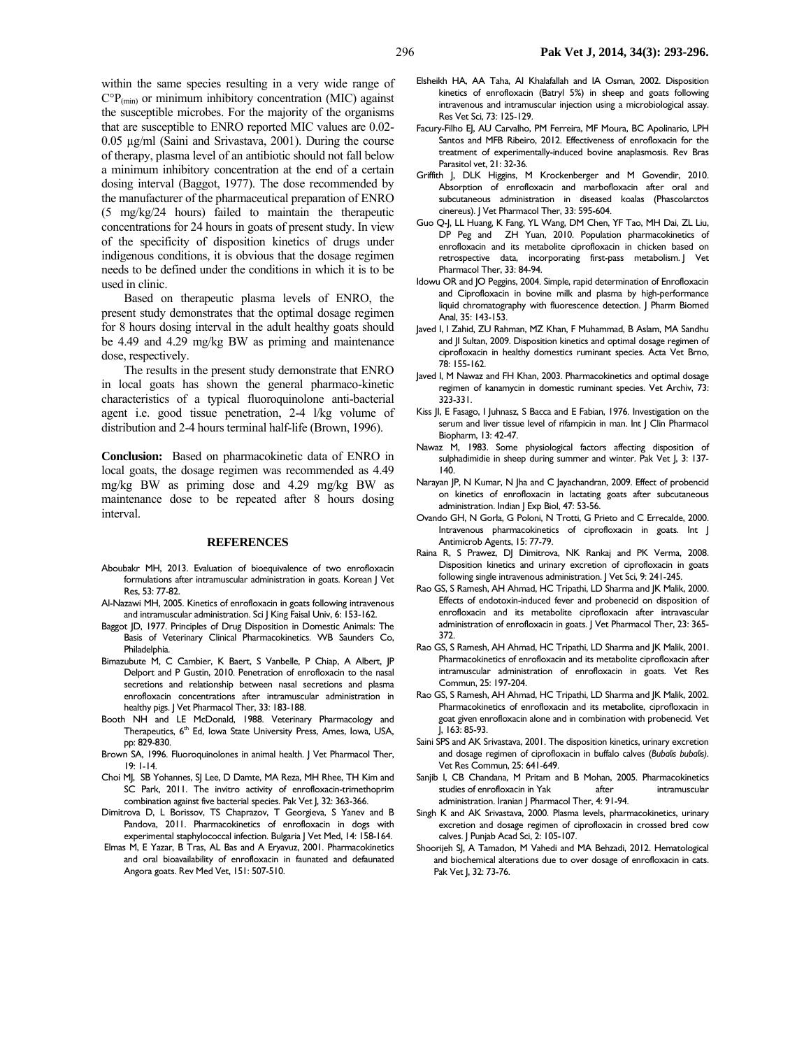within the same species resulting in a very wide range of $C^{\circ}P_{(min)}$ or minimum inhibitory concentration (MIC) against the susceptible microbes. For the majority of the organisms that are susceptible to ENRO reported MIC values are 0.02-0.05 µg/ml (Saini and Srivastava, 2001). During the course of therapy, plasma level of an antibiotic should not fall below a minimum inhibitory concentration at the end of a certain dosing interval (Baggot, 1977). The dose recommended by the manufacturer of the pharmaceutical preparation of ENRO (5 mg/kg/24 hours) failed to maintain the therapeutic concentrations for 24 hours in goats of present study. In view of the specificity of disposition kinetics of drugs under indigenous conditions, it is obvious that the dosage regimen needs to be defined under the conditions in which it is to be used in clinic.

Based on therapeutic plasma levels of ENRO, the present study demonstrates that the optimal dosage regimen for 8 hours dosing interval in the adult healthy goats should be 4.49 and 4.29 mg/kg BW as priming and maintenance dose, respectively.

The results in the present study demonstrate that ENRO in local goats has shown the general pharmaco-kinetic characteristics of a typical fluoroquinolone anti-bacterial agent i.e. good tissue penetration, 2-4 l/kg volume of distribution and 2-4 hours terminal half-life (Brown, 1996).

**Conclusion:** Based on pharmacokinetic data of ENRO in local goats, the dosage regimen was recommended as 4.49 mg/kg BW as priming dose and 4.29 mg/kg BW as maintenance dose to be repeated after 8 hours dosing interval.

## REFERENCES

Aboubakr MH, 2013. Evaluation of bioequivalence of two enrofloxacin formulations after intramuscular administration in goats. Korean J Vet Res, 53: 77-82.

Al-Nazawi MH, 2005. Kinetics of enrofloxacin in goats following intravenous and intramuscular administration. Sci J King Faisal Univ, 6: 153-162.

Baggot JD, 1977. Principles of Drug Disposition in Domestic Animals: The Basis of Veterinary Clinical Pharmacokinetics. WB Saunders Co, Philadelphia.

Bimazubute M, C Cambier, K Baert, S Vanbelle, P Chiap, A Albert, JP Delport and P Gustin, 2010. Penetration of enrofloxacin to the nasal secretions and relationship between nasal secretions and plasma enrofloxacin concentrations after intramuscular administration in healthy pigs. J Vet Pharmacol Ther, 33: 183-188.

Booth NH and LE McDonald, 1988. Veterinary Pharmacology and Therapeutics, 6th Ed, Iowa State University Press, Ames, Iowa, USA, pp: 829-830.

Brown SA, 1996. Fluoroquinolones in animal health. J Vet Pharmacol Ther, 19: 1-14.

Choi MJ, SB Yohannes, SJ Lee, D Damte, MA Reza, MH Rhee, TH Kim and SC Park, 2011. The invitro activity of enrofloxacin-trimethoprim combination against five bacterial species. Pak Vet J, 32: 363-366.

Dimitrova D, L Borissov, TS Chaprazov, T Georgieva, S Yanev and B Pandova, 2011. Pharmacokinetics of enrofloxacin in dogs with experimental staphylococcal infection. Bulgaria J Vet Med, 14: 158-164.

Elmas M, E Yazar, B Tras, AL Bas and A Eryavuz, 2001. Pharmacokinetics and oral bioavailability of enrofloxacin in faunated and defaunated Angora goats. Rev Med Vet, 151: 507-510.

Elsheikh HA, AA Taha, AI Khalafallah and IA Osman, 2002. Disposition kinetics of enrofloxacin (Batryl 5%) in sheep and goats following intravenous and intramuscular injection using a microbiological assay. Res Vet Sci, 73: 125-129.

Facury-Filho EJ, AU Carvalho, PM Ferreira, MF Moura, BC Apolinario, LPH Santos and MFB Ribeiro, 2012. Effectiveness of enrofloxacin for the treatment of experimentally-induced bovine anaplasmosis. Rev Bras Parasitol vet, 21: 32-36.

Griffith J, DLK Higgins, M Krockenberger and M Govendir, 2010. Absorption of enrofloxacin and marbofloxacin after oral and subcutaneous administration in diseased koalas (Phascolarctos cinereus). J Vet Pharmacol Ther, 33: 595-604.

Guo Q-J, LL Huang, K Fang, YL Wang, DM Chen, YF Tao, MH Dai, ZL Liu, DP Peg and ZH Yuan, 2010. Population pharmacokinetics of enrofloxacin and its metabolite ciprofloxacin in chicken based on retrospective data, incorporating first-pass metabolism. J Vet Pharmacol Ther, 33: 84-94.

Idowu OR and JO Peggins, 2004. Simple, rapid determination of Enrofloxacin and Ciprofloxacin in bovine milk and plasma by high-performance liquid chromatography with fluorescence detection. J Pharm Biomed Anal, 35: 143-153.

Javed I, I Zahid, ZU Rahman, MZ Khan, F Muhammad, B Aslam, MA Sandhu and JI Sultan, 2009. Disposition kinetics and optimal dosage regimen of ciprofloxacin in healthy domestics ruminant species. Acta Vet Brno, 78: 155-162.

Javed I, M Nawaz and FH Khan, 2003. Pharmacokinetics and optimal dosage regimen of kanamycin in domestic ruminant species. Vet Archiv, 73: 323-331.

Kiss JI, E Fasago, I Juhnasz, S Bacca and E Fabian, 1976. Investigation on the serum and liver tissue level of rifampicin in man. Int J Clin Pharmacol Biopharm, 13: 42-47.

Nawaz M, 1983. Some physiological factors affecting disposition of sulphadimidie in sheep during summer and winter. Pak Vet J, 3: 137-140.

Narayan JP, N Kumar, N Jha and C Jayachandran, 2009. Effect of probencid on kinetics of enrofloxacin in lactating goats after subcutaneous administration. Indian J Exp Biol, 47: 53-56.

Ovando GH, N Gorla, G Poloni, N Trotti, G Prieto and C Errecalde, 2000. Intravenous pharmacokinetics of ciprofloxacin in goats. Int J Antimicrob Agents, 15: 77-79.

Raina R, S Prawez, DJ Dimitrova, NK Rankaj and PK Verma, 2008. Disposition kinetics and urinary excretion of ciprofloxacin in goats following single intravenous administration. J Vet Sci, 9: 241-245.

Rao GS, S Ramesh, AH Ahmad, HC Tripathi, LD Sharma and JK Malik, 2000. Effects of endotoxin-induced fever and probenecid on disposition of enrofloxacin and its metabolite ciprofloxacin after intravascular administration of enrofloxacin in goats. J Vet Pharmacol Ther, 23: 365-372.

Rao GS, S Ramesh, AH Ahmad, HC Tripathi, LD Sharma and JK Malik, 2001. Pharmacokinetics of enrofloxacin and its metabolite ciprofloxacin after intramuscular administration of enrofloxacin in goats. Vet Res Commun, 25: 197-204.

Rao GS, S Ramesh, AH Ahmad, HC Tripathi, LD Sharma and JK Malik, 2002. Pharmacokinetics of enrofloxacin and its metabolite, ciprofloxacin in goat given enrofloxacin alone and in combination with probenecid. Vet J, 163: 85-93.

Saini SPS and AK Srivastava, 2001. The disposition kinetics, urinary excretion and dosage regimen of ciprofloxacin in buffalo calves (*Bubalis bubalis*). Vet Res Commun, 25: 641-649.

Sanjib I, CB Chandana, M Pritam and B Mohan, 2005. Pharmacokinetics studies of enrofloxacin in Yak after intramuscular administration. Iranian J Pharmacol Ther, 4: 91-94.

Singh K and AK Srivastava, 2000. Plasma levels, pharmacokinetics, urinary excretion and dosage regimen of ciprofloxacin in crossed bred cow calves. J Punjab Acad Sci, 2: 105-107.

Shoorijeh SJ, A Tamadon, M Vahedi and MA Behzadi, 2012. Hematological and biochemical alterations due to over dosage of enrofloxacin in cats. Pak Vet J, 32: 73-76.